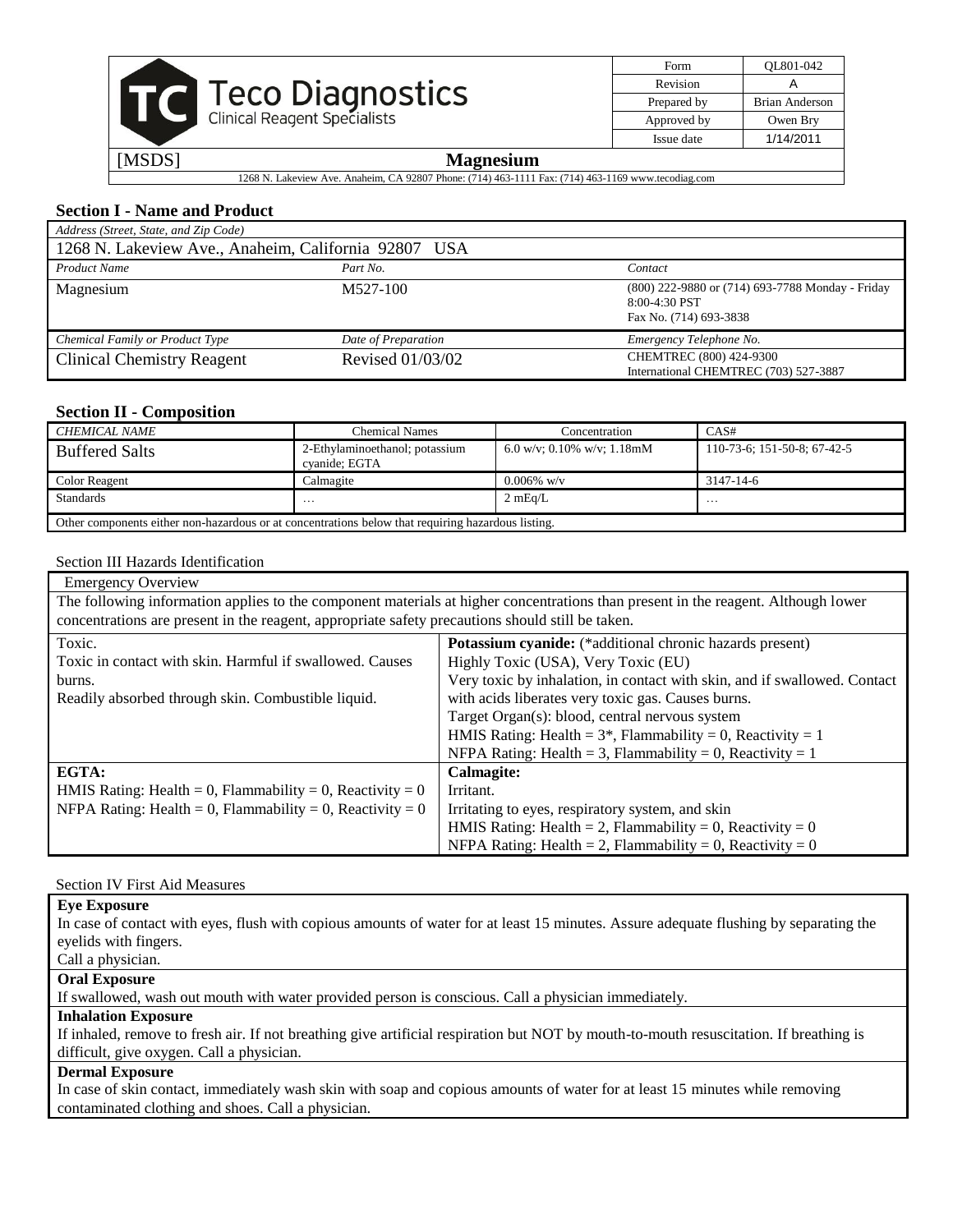Teco Diagnostics
Clinical Reagent Specialists

| Form | QL801-042 |
|---|---|
| Revision | A |
| Prepared by | Brian Anderson |
| Approved by | Owen Bry |
| Issue date | 1/14/2011 |

[MSDS] **Magnesium**

1268 N. Lakeview Ave. Anaheim, CA 92807 Phone: (714) 463-1111 Fax: (714) 463-1169 www.tecodiag.com

## Section I - Name and Product

| *Address (Street, State, and Zip Code)* | | |
|---|---|---|
| 1268 N. Lakeview Ave., Anaheim, California 92807 USA | | |
| *Product Name* | *Part No.* | *Contact* |
| Magnesium | M527-100 | (800) 222-9880 or (714) 693-7788 Monday - Friday 8:00-4:30 PST<br>Fax No. (714) 693-3838 |
| *Chemical Family or Product Type* | *Date of Preparation* | *Emergency Telephone No.* |
| Clinical Chemistry Reagent | Revised 01/03/02 | CHEMTREC (800) 424-9300<br>International CHEMTREC (703) 527-3887 |

## Section II - Composition

| *CHEMICAL NAME* | Chemical Names | Concentration | CAS# |
|---|---|---|---|
| Buffered Salts | 2-Ethylaminoethanol; potassium cyanide; EGTA | 6.0 w/v; 0.10% w/v; 1.18mM | 110-73-6; 151-50-8; 67-42-5 |
| Color Reagent | Calmagite | 0.006% w/v | 3147-14-6 |
| Standards | … | 2 mEq/L | … |
| Other components either non-hazardous or at concentrations below that requiring hazardous listing. | | | |

## Section III Hazards Identification

| Emergency Overview | |
|---|---|
| The following information applies to the component materials at higher concentrations than present in the reagent. Although lower concentrations are present in the reagent, appropriate safety precautions should still be taken. | |
| Toxic.<br>Toxic in contact with skin. Harmful if swallowed. Causes burns.<br>Readily absorbed through skin. Combustible liquid. | **Potassium cyanide:** (*additional chronic hazards present)<br>Highly Toxic (USA), Very Toxic (EU)<br>Very toxic by inhalation, in contact with skin, and if swallowed. Contact with acids liberates very toxic gas. Causes burns.<br>Target Organ(s): blood, central nervous system<br>HMIS Rating: Health = 3*, Flammability = 0, Reactivity = 1<br>NFPA Rating: Health = 3, Flammability = 0, Reactivity = 1 |
| **EGTA:**<br>HMIS Rating: Health = 0, Flammability = 0, Reactivity = 0<br>NFPA Rating: Health = 0, Flammability = 0, Reactivity = 0 | **Calmagite:**<br>Irritant.<br>Irritating to eyes, respiratory system, and skin<br>HMIS Rating: Health = 2, Flammability = 0, Reactivity = 0<br>NFPA Rating: Health = 2, Flammability = 0, Reactivity = 0 |

## Section IV First Aid Measures

**Eye Exposure**

In case of contact with eyes, flush with copious amounts of water for at least 15 minutes. Assure adequate flushing by separating the eyelids with fingers.
Call a physician.

**Oral Exposure**

If swallowed, wash out mouth with water provided person is conscious. Call a physician immediately.

**Inhalation Exposure**

If inhaled, remove to fresh air. If not breathing give artificial respiration but NOT by mouth-to-mouth resuscitation. If breathing is difficult, give oxygen. Call a physician.

**Dermal Exposure**

In case of skin contact, immediately wash skin with soap and copious amounts of water for at least 15 minutes while removing contaminated clothing and shoes. Call a physician.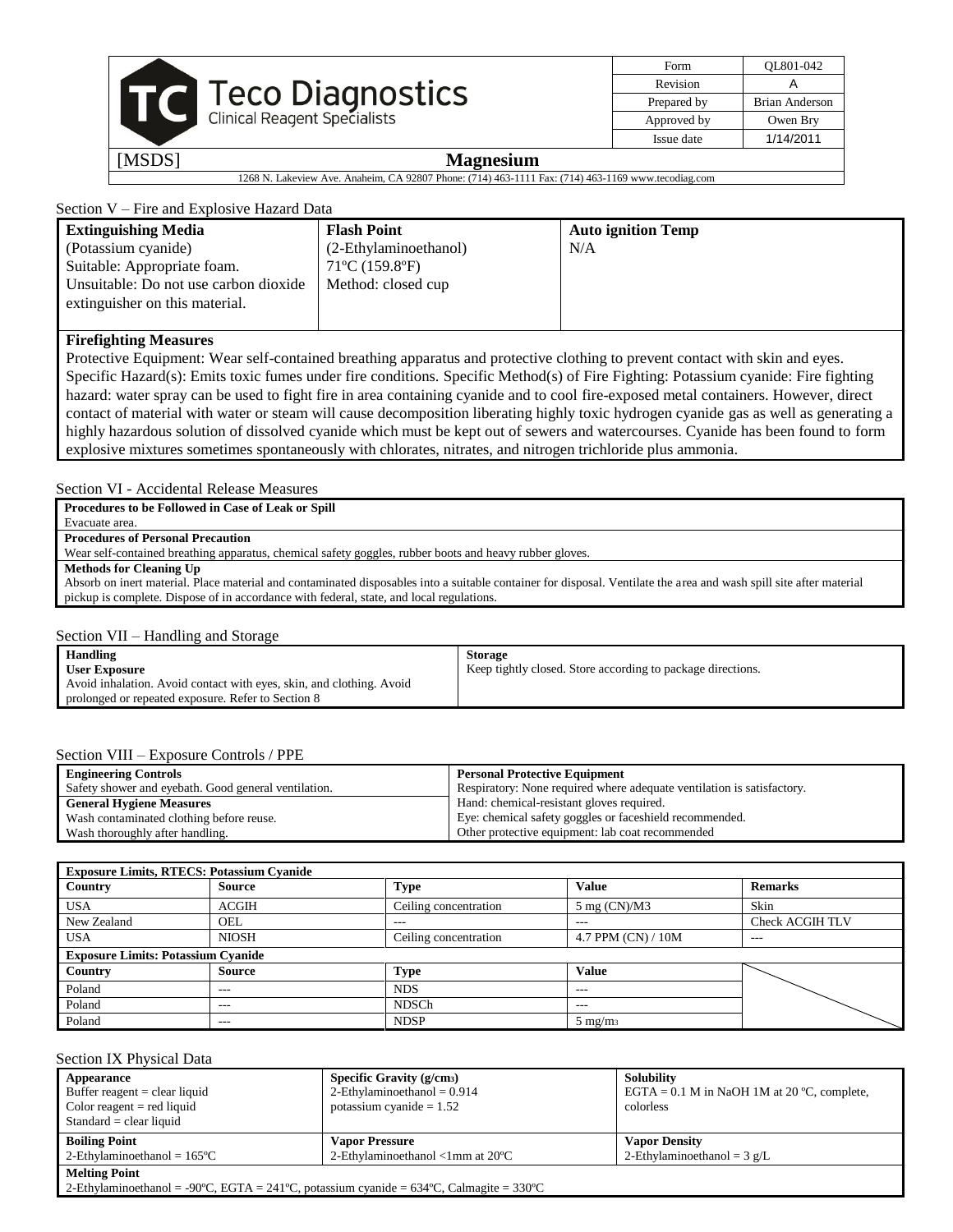## Section V – Fire and Explosive Hazard Data

| Extinguishing Media | Flash Point | Auto ignition Temp |
|---|---|---|
| (Potassium cyanide)<br>Suitable: Appropriate foam.<br>Unsuitable: Do not use carbon dioxide extinguisher on this material. | (2-Ethylaminoethanol)<br>71ºC (159.8ºF)<br>Method: closed cup | N/A |

**Firefighting Measures**

Protective Equipment: Wear self-contained breathing apparatus and protective clothing to prevent contact with skin and eyes. Specific Hazard(s): Emits toxic fumes under fire conditions. Specific Method(s) of Fire Fighting: Potassium cyanide: Fire fighting hazard: water spray can be used to fight fire in area containing cyanide and to cool fire-exposed metal containers. However, direct contact of material with water or steam will cause decomposition liberating highly toxic hydrogen cyanide gas as well as generating a highly hazardous solution of dissolved cyanide which must be kept out of sewers and watercourses. Cyanide has been found to form explosive mixtures sometimes spontaneously with chlorates, nitrates, and nitrogen trichloride plus ammonia.

## Section VI - Accidental Release Measures

**Procedures to be Followed in Case of Leak or Spill**

Evacuate area.

**Procedures of Personal Precaution**

Wear self-contained breathing apparatus, chemical safety goggles, rubber boots and heavy rubber gloves.

**Methods for Cleaning Up**

Absorb on inert material. Place material and contaminated disposables into a suitable container for disposal. Ventilate the area and wash spill site after material pickup is complete. Dispose of in accordance with federal, state, and local regulations.

## Section VII – Handling and Storage

| Handling | Storage |
|---|---|
| **User Exposure**<br>Avoid inhalation. Avoid contact with eyes, skin, and clothing. Avoid prolonged or repeated exposure. Refer to Section 8 | Keep tightly closed. Store according to package directions. |

## Section VIII – Exposure Controls / PPE

| Engineering Controls | Personal Protective Equipment |
|---|---|
| Safety shower and eyebath. Good general ventilation. | Respiratory: None required where adequate ventilation is satisfactory.<br>Hand: chemical-resistant gloves required.<br>Eye: chemical safety goggles or faceshield recommended.<br>Other protective equipment: lab coat recommended |
| **General Hygiene Measures**<br>Wash contaminated clothing before reuse.<br>Wash thoroughly after handling. | |

| Exposure Limits, RTECS: Potassium Cyanide | | | | |
|---|---|---|---|---|
| **Country** | **Source** | **Type** | **Value** | **Remarks** |
| USA | ACGIH | Ceiling concentration | 5 mg (CN)/M3 | Skin |
| New Zealand | OEL | --- | --- | Check ACGIH TLV |
| USA | NIOSH | Ceiling concentration | 4.7 PPM (CN) / 10M | --- |
| **Exposure Limits: Potassium Cyanide** | | | | |
| **Country** | **Source** | **Type** | **Value** | |
| Poland | --- | NDS | --- | |
| Poland | --- | NDSCh | --- | |
| Poland | --- | NDSP | 5 mg/m$^3$ | |

## Section IX Physical Data

| Appearance | Specific Gravity (g/cm$^3$) | Solubility |
|---|---|---|
| Buffer reagent = clear liquid<br>Color reagent = red liquid<br>Standard = clear liquid | 2-Ethylaminoethanol = 0.914<br>potassium cyanide = 1.52 | EGTA = 0.1 M in NaOH 1M at 20 ºC, complete, colorless |
| **Boiling Point** | **Vapor Pressure** | **Vapor Density** |
| 2-Ethylaminoethanol = 165ºC | 2-Ethylaminoethanol <1mm at 20ºC | 2-Ethylaminoethanol = 3 g/L |

**Melting Point**

2-Ethylaminoethanol = -90ºC, EGTA = 241ºC, potassium cyanide = 634ºC, Calmagite = 330ºC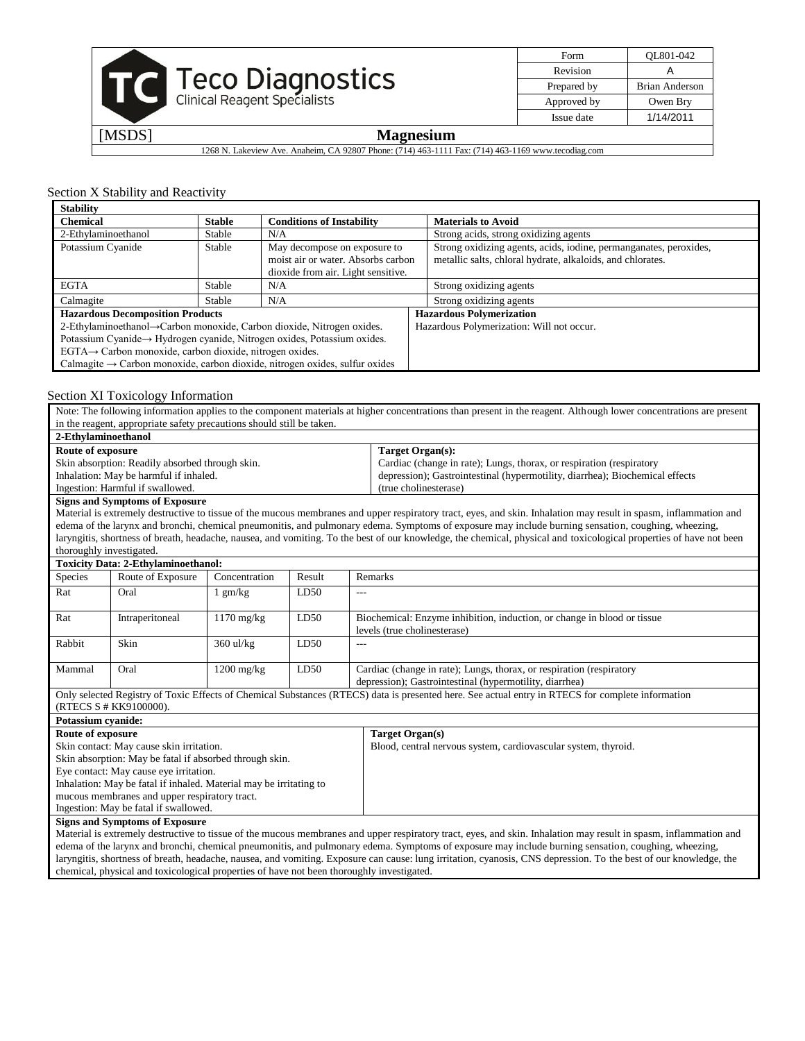## Section X Stability and Reactivity

| Stability | | | |
|---|---|---|---|
| **Chemical** | **Stable** | **Conditions of Instability** | **Materials to Avoid** |
| 2-Ethylaminoethanol | Stable | N/A | Strong acids, strong oxidizing agents |
| Potassium Cyanide | Stable | May decompose on exposure to moist air or water. Absorbs carbon dioxide from air. Light sensitive. | Strong oxidizing agents, acids, iodine, permanganates, peroxides, metallic salts, chloral hydrate, alkaloids, and chlorates. |
| EGTA | Stable | N/A | Strong oxidizing agents |
| Calmagite | Stable | N/A | Strong oxidizing agents |

| **Hazardous Decomposition Products** | **Hazardous Polymerization** |
|---|---|
| 2-Ethylaminoethanol→Carbon monoxide, Carbon dioxide, Nitrogen oxides.<br>Potassium Cyanide→ Hydrogen cyanide, Nitrogen oxides, Potassium oxides.<br>EGTA→ Carbon monoxide, carbon dioxide, nitrogen oxides.<br>Calmagite → Carbon monoxide, carbon dioxide, nitrogen oxides, sulfur oxides | Hazardous Polymerization: Will not occur. |

## Section XI Toxicology Information

Note: The following information applies to the component materials at higher concentrations than present in the reagent. Although lower concentrations are present in the reagent, appropriate safety precautions should still be taken.

### 2-Ethylaminoethanol

| **Route of exposure** | **Target Organ(s):** |
|---|---|
| Skin absorption: Readily absorbed through skin.<br>Inhalation: May be harmful if inhaled.<br>Ingestion: Harmful if swallowed. | Cardiac (change in rate); Lungs, thorax, or respiration (respiratory depression); Gastrointestinal (hypermotility, diarrhea); Biochemical effects (true cholinesterase) |

**Signs and Symptoms of Exposure**

Material is extremely destructive to tissue of the mucous membranes and upper respiratory tract, eyes, and skin. Inhalation may result in spasm, inflammation and edema of the larynx and bronchi, chemical pneumonitis, and pulmonary edema. Symptoms of exposure may include burning sensation, coughing, wheezing, laryngitis, shortness of breath, headache, nausea, and vomiting. To the best of our knowledge, the chemical, physical and toxicological properties of have not been thoroughly investigated.

**Toxicity Data: 2-Ethylaminoethanol:**

| Species | Route of Exposure | Concentration | Result | Remarks |
|---|---|---|---|---|
| Rat | Oral | 1 gm/kg | LD50 | --- |
| Rat | Intraperitoneal | 1170 mg/kg | LD50 | Biochemical: Enzyme inhibition, induction, or change in blood or tissue levels (true cholinesterase) |
| Rabbit | Skin | 360 ul/kg | LD50 | --- |
| Mammal | Oral | 1200 mg/kg | LD50 | Cardiac (change in rate); Lungs, thorax, or respiration (respiratory depression); Gastrointestinal (hypermotility, diarrhea) |

Only selected Registry of Toxic Effects of Chemical Substances (RTECS) data is presented here. See actual entry in RTECS for complete information (RTECS S # KK9100000).

### Potassium cyanide:

| **Route of exposure** | **Target Organ(s)** |
|---|---|
| Skin contact: May cause skin irritation.<br>Skin absorption: May be fatal if absorbed through skin.<br>Eye contact: May cause eye irritation.<br>Inhalation: May be fatal if inhaled. Material may be irritating to mucous membranes and upper respiratory tract.<br>Ingestion: May be fatal if swallowed. | Blood, central nervous system, cardiovascular system, thyroid. |

**Signs and Symptoms of Exposure**

Material is extremely destructive to tissue of the mucous membranes and upper respiratory tract, eyes, and skin. Inhalation may result in spasm, inflammation and edema of the larynx and bronchi, chemical pneumonitis, and pulmonary edema. Symptoms of exposure may include burning sensation, coughing, wheezing, laryngitis, shortness of breath, headache, nausea, and vomiting. Exposure can cause: lung irritation, cyanosis, CNS depression. To the best of our knowledge, the chemical, physical and toxicological properties of have not been thoroughly investigated.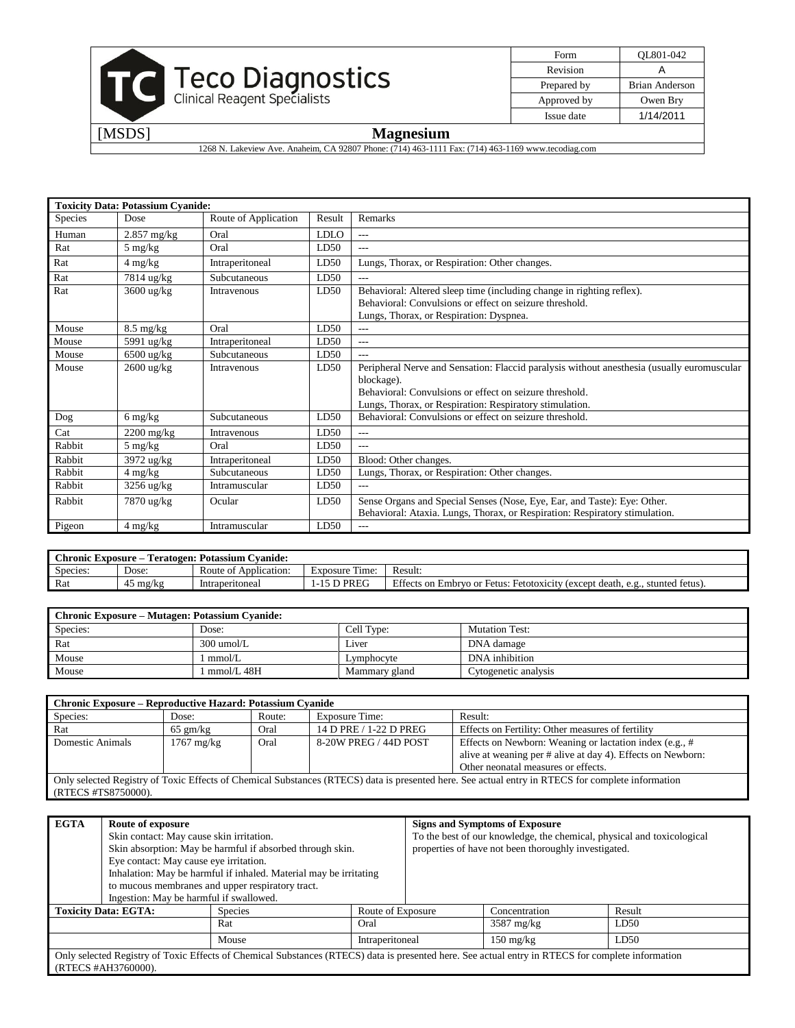| Form | QL801-042 |
| --- | --- |
| Revision | A |
| Prepared by | Brian Anderson |
| Approved by | Owen Bry |
| Issue date | 1/14/2011 |

[MSDS] **Magnesium**

1268 N. Lakeview Ave. Anaheim, CA 92807 Phone: (714) 463-1111 Fax: (714) 463-1169 www.tecodiag.com

| **Toxicity Data: Potassium Cyanide:** | | | | |
| --- | --- | --- | --- | --- |
| Species | Dose | Route of Application | Result | Remarks |
| Human | 2.857 mg/kg | Oral | LDLO | --- |
| Rat | 5 mg/kg | Oral | LD50 | --- |
| Rat | 4 mg/kg | Intraperitoneal | LD50 | Lungs, Thorax, or Respiration: Other changes. |
| Rat | 7814 ug/kg | Subcutaneous | LD50 | --- |
| Rat | 3600 ug/kg | Intravenous | LD50 | Behavioral: Altered sleep time (including change in righting reflex). Behavioral: Convulsions or effect on seizure threshold. Lungs, Thorax, or Respiration: Dyspnea. |
| Mouse | 8.5 mg/kg | Oral | LD50 | --- |
| Mouse | 5991 ug/kg | Intraperitoneal | LD50 | --- |
| Mouse | 6500 ug/kg | Subcutaneous | LD50 | --- |
| Mouse | 2600 ug/kg | Intravenous | LD50 | Peripheral Nerve and Sensation: Flaccid paralysis without anesthesia (usually euromuscular blockage). Behavioral: Convulsions or effect on seizure threshold. Lungs, Thorax, or Respiration: Respiratory stimulation. |
| Dog | 6 mg/kg | Subcutaneous | LD50 | Behavioral: Convulsions or effect on seizure threshold. |
| Cat | 2200 mg/kg | Intravenous | LD50 | --- |
| Rabbit | 5 mg/kg | Oral | LD50 | --- |
| Rabbit | 3972 ug/kg | Intraperitoneal | LD50 | Blood: Other changes. |
| Rabbit | 4 mg/kg | Subcutaneous | LD50 | Lungs, Thorax, or Respiration: Other changes. |
| Rabbit | 3256 ug/kg | Intramuscular | LD50 | --- |
| Rabbit | 7870 ug/kg | Ocular | LD50 | Sense Organs and Special Senses (Nose, Eye, Ear, and Taste): Eye: Other. Behavioral: Ataxia. Lungs, Thorax, or Respiration: Respiratory stimulation. |
| Pigeon | 4 mg/kg | Intramuscular | LD50 | --- |

| **Chronic Exposure – Teratogen: Potassium Cyanide:** | | | | |
| --- | --- | --- | --- | --- |
| Species: | Dose: | Route of Application: | Exposure Time: | Result: |
| Rat | 45 mg/kg | Intraperitoneal | 1-15 D PREG | Effects on Embryo or Fetus: Fetotoxicity (except death, e.g., stunted fetus). |

| **Chronic Exposure – Mutagen: Potassium Cyanide:** | | | |
| --- | --- | --- | --- |
| Species: | Dose: | Cell Type: | Mutation Test: |
| Rat | 300 umol/L | Liver | DNA damage |
| Mouse | 1 mmol/L | Lymphocyte | DNA inhibition |
| Mouse | 1 mmol/L 48H | Mammary gland | Cytogenetic analysis |

| **Chronic Exposure – Reproductive Hazard: Potassium Cyanide** | | | | |
| --- | --- | --- | --- | --- |
| Species: | Dose: | Route: | Exposure Time: | Result: |
| Rat | 65 gm/kg | Oral | 14 D PRE / 1-22 D PREG | Effects on Fertility: Other measures of fertility |
| Domestic Animals | 1767 mg/kg | Oral | 8-20W PREG / 44D POST | Effects on Newborn: Weaning or lactation index (e.g., # alive at weaning per # alive at day 4). Effects on Newborn: Other neonatal measures or effects. |
| Only selected Registry of Toxic Effects of Chemical Substances (RTECS) data is presented here. See actual entry in RTECS for complete information (RTECS #TS8750000). | | | | |

| **EGTA** | **Route of exposure** | **Signs and Symptoms of Exposure** |
| --- | --- | --- |
| | Skin contact: May cause skin irritation. Skin absorption: May be harmful if absorbed through skin. Eye contact: May cause eye irritation. Inhalation: May be harmful if inhaled. Material may be irritating to mucous membranes and upper respiratory tract. Ingestion: May be harmful if swallowed. | To the best of our knowledge, the chemical, physical and toxicological properties of have not been thoroughly investigated. |

| **Toxicity Data: EGTA:** | Species | Route of Exposure | Concentration | Result |
| --- | --- | --- | --- | --- |
| | Rat | Oral | 3587 mg/kg | LD50 |
| | Mouse | Intraperitoneal | 150 mg/kg | LD50 |
| Only selected Registry of Toxic Effects of Chemical Substances (RTECS) data is presented here. See actual entry in RTECS for complete information (RTECS #AH3760000). | | | | |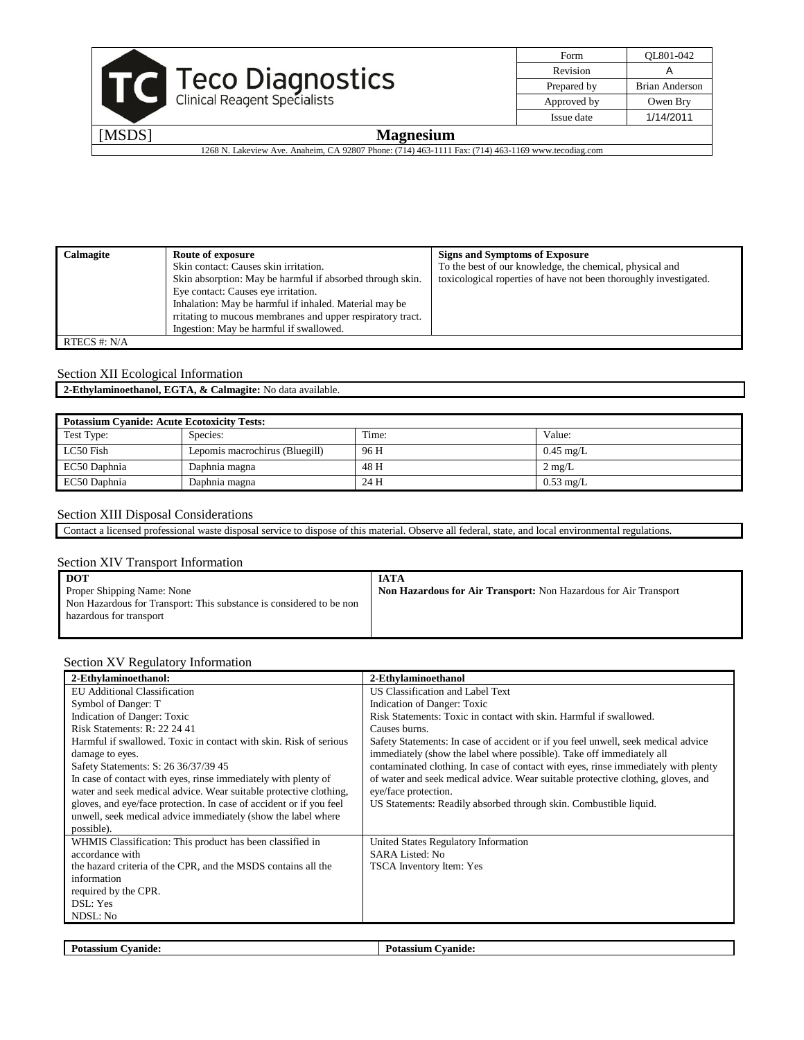| Calmagite | Route of exposure<br>Skin contact: Causes skin irritation.<br>Skin absorption: May be harmful if absorbed through skin.<br>Eye contact: Causes eye irritation.<br>Inhalation: May be harmful if inhaled. Material may be rritating to mucous membranes and upper respiratory tract.<br>Ingestion: May be harmful if swallowed. | Signs and Symptoms of Exposure<br>To the best of our knowledge, the chemical, physical and toxicological roperties of have not been thoroughly investigated. |
|---|---|---|
| RTECS #: N/A | | |

## Section XII Ecological Information

**2-Ethylaminoethanol, EGTA, & Calmagite:** No data available.

| **Potassium Cyanide: Acute Ecotoxicity Tests:** | | | |
|---|---|---|---|
| Test Type: | Species: | Time: | Value: |
| LC50 Fish | Lepomis macrochirus (Bluegill) | 96 H | 0.45 mg/L |
| EC50 Daphnia | Daphnia magna | 48 H | 2 mg/L |
| EC50 Daphnia | Daphnia magna | 24 H | 0.53 mg/L |

## Section XIII Disposal Considerations

Contact a licensed professional waste disposal service to dispose of this material. Observe all federal, state, and local environmental regulations.

## Section XIV Transport Information

| DOT | IATA |
|---|---|
| Proper Shipping Name: None<br>Non Hazardous for Transport: This substance is considered to be non hazardous for transport | **Non Hazardous for Air Transport:** Non Hazardous for Air Transport |

## Section XV Regulatory Information

| **2-Ethylaminoethanol:** | **2-Ethylaminoethanol** |
|---|---|
| EU Additional Classification<br>Symbol of Danger: T<br>Indication of Danger: Toxic<br>Risk Statements: R: 22 24 41<br>Harmful if swallowed. Toxic in contact with skin. Risk of serious damage to eyes.<br>Safety Statements: S: 26 36/37/39 45<br>In case of contact with eyes, rinse immediately with plenty of water and seek medical advice. Wear suitable protective clothing, gloves, and eye/face protection. In case of accident or if you feel unwell, seek medical advice immediately (show the label where possible). | US Classification and Label Text<br>Indication of Danger: Toxic<br>Risk Statements: Toxic in contact with skin. Harmful if swallowed. Causes burns.<br>Safety Statements: In case of accident or if you feel unwell, seek medical advice immediately (show the label where possible). Take off immediately all contaminated clothing. In case of contact with eyes, rinse immediately with plenty of water and seek medical advice. Wear suitable protective clothing, gloves, and eye/face protection.<br>US Statements: Readily absorbed through skin. Combustible liquid. |
| WHMIS Classification: This product has been classified in accordance with the hazard criteria of the CPR, and the MSDS contains all the information required by the CPR.<br>DSL: Yes<br>NDSL: No | United States Regulatory Information<br>SARA Listed: No<br>TSCA Inventory Item: Yes |

| **Potassium Cyanide:** | **Potassium Cyanide:** |
|---|---|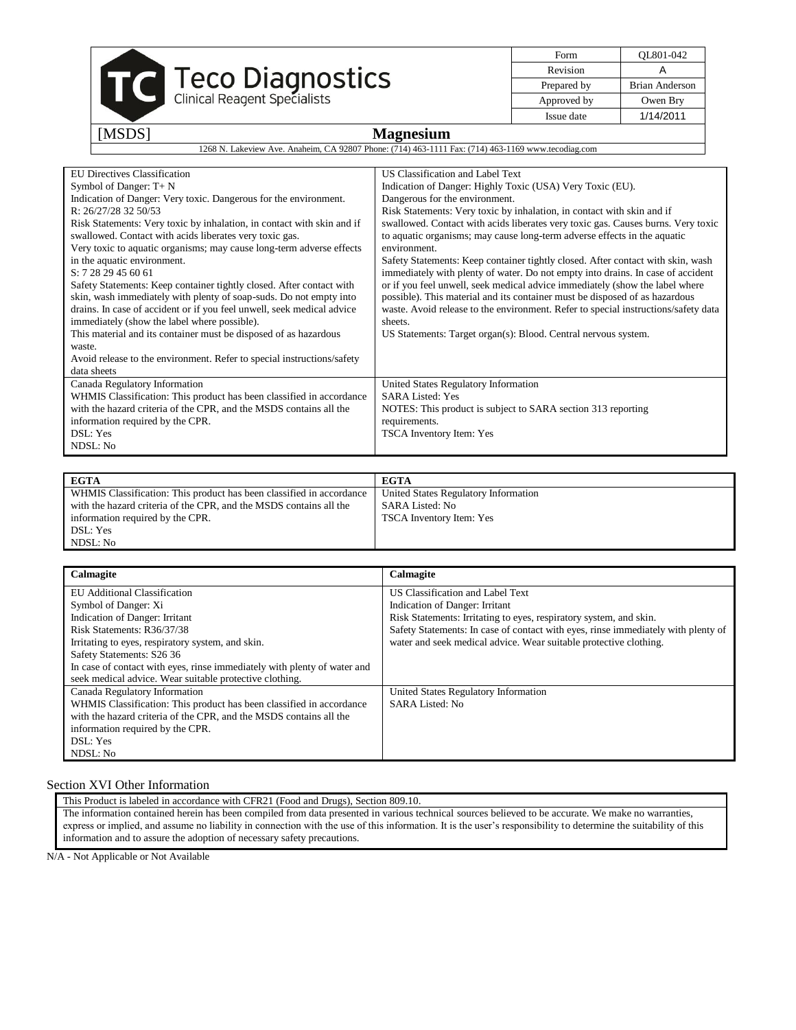| Form | QL801-042 |
|---|---|
| Revision | A |
| Prepared by | Brian Anderson |
| Approved by | Owen Bry |
| Issue date | 1/14/2011 |

# [MSDS] Magnesium

1268 N. Lakeview Ave. Anaheim, CA 92807 Phone: (714) 463-1111 Fax: (714) 463-1169 www.tecodiag.com

| | |
|---|---|
| EU Directives Classification<br>Symbol of Danger: T+ N<br>Indication of Danger: Very toxic. Dangerous for the environment.<br>R: 26/27/28 32 50/53<br>Risk Statements: Very toxic by inhalation, in contact with skin and if swallowed. Contact with acids liberates very toxic gas.<br>Very toxic to aquatic organisms; may cause long-term adverse effects in the aquatic environment.<br>S: 7 28 29 45 60 61<br>Safety Statements: Keep container tightly closed. After contact with skin, wash immediately with plenty of soap-suds. Do not empty into drains. In case of accident or if you feel unwell, seek medical advice immediately (show the label where possible).<br>This material and its container must be disposed of as hazardous waste.<br>Avoid release to the environment. Refer to special instructions/safety data sheets | US Classification and Label Text<br>Indication of Danger: Highly Toxic (USA) Very Toxic (EU).<br>Dangerous for the environment.<br>Risk Statements: Very toxic by inhalation, in contact with skin and if swallowed. Contact with acids liberates very toxic gas. Causes burns. Very toxic to aquatic organisms; may cause long-term adverse effects in the aquatic environment.<br>Safety Statements: Keep container tightly closed. After contact with skin, wash immediately with plenty of water. Do not empty into drains. In case of accident or if you feel unwell, seek medical advice immediately (show the label where possible). This material and its container must be disposed of as hazardous waste. Avoid release to the environment. Refer to special instructions/safety data sheets.<br>US Statements: Target organ(s): Blood. Central nervous system. |
| Canada Regulatory Information<br>WHMIS Classification: This product has been classified in accordance with the hazard criteria of the CPR, and the MSDS contains all the information required by the CPR.<br>DSL: Yes<br>NDSL: No | United States Regulatory Information<br>SARA Listed: Yes<br>NOTES: This product is subject to SARA section 313 reporting requirements.<br>TSCA Inventory Item: Yes |

| **EGTA** | **EGTA** |
|---|---|
| WHMIS Classification: This product has been classified in accordance with the hazard criteria of the CPR, and the MSDS contains all the information required by the CPR.<br>DSL: Yes<br>NDSL: No | United States Regulatory Information<br>SARA Listed: No<br>TSCA Inventory Item: Yes |

| **Calmagite** | **Calmagite** |
|---|---|
| EU Additional Classification<br>Symbol of Danger: Xi<br>Indication of Danger: Irritant<br>Risk Statements: R36/37/38<br>Irritating to eyes, respiratory system, and skin.<br>Safety Statements: S26 36<br>In case of contact with eyes, rinse immediately with plenty of water and seek medical advice. Wear suitable protective clothing. | US Classification and Label Text<br>Indication of Danger: Irritant<br>Risk Statements: Irritating to eyes, respiratory system, and skin.<br>Safety Statements: In case of contact with eyes, rinse immediately with plenty of water and seek medical advice. Wear suitable protective clothing. |
| Canada Regulatory Information<br>WHMIS Classification: This product has been classified in accordance with the hazard criteria of the CPR, and the MSDS contains all the information required by the CPR.<br>DSL: Yes<br>NDSL: No | United States Regulatory Information<br>SARA Listed: No |

## Section XVI Other Information

This Product is labeled in accordance with CFR21 (Food and Drugs), Section 809.10.

The information contained herein has been compiled from data presented in various technical sources believed to be accurate. We make no warranties, express or implied, and assume no liability in connection with the use of this information. It is the user's responsibility to determine the suitability of this information and to assure the adoption of necessary safety precautions.

N/A - Not Applicable or Not Available